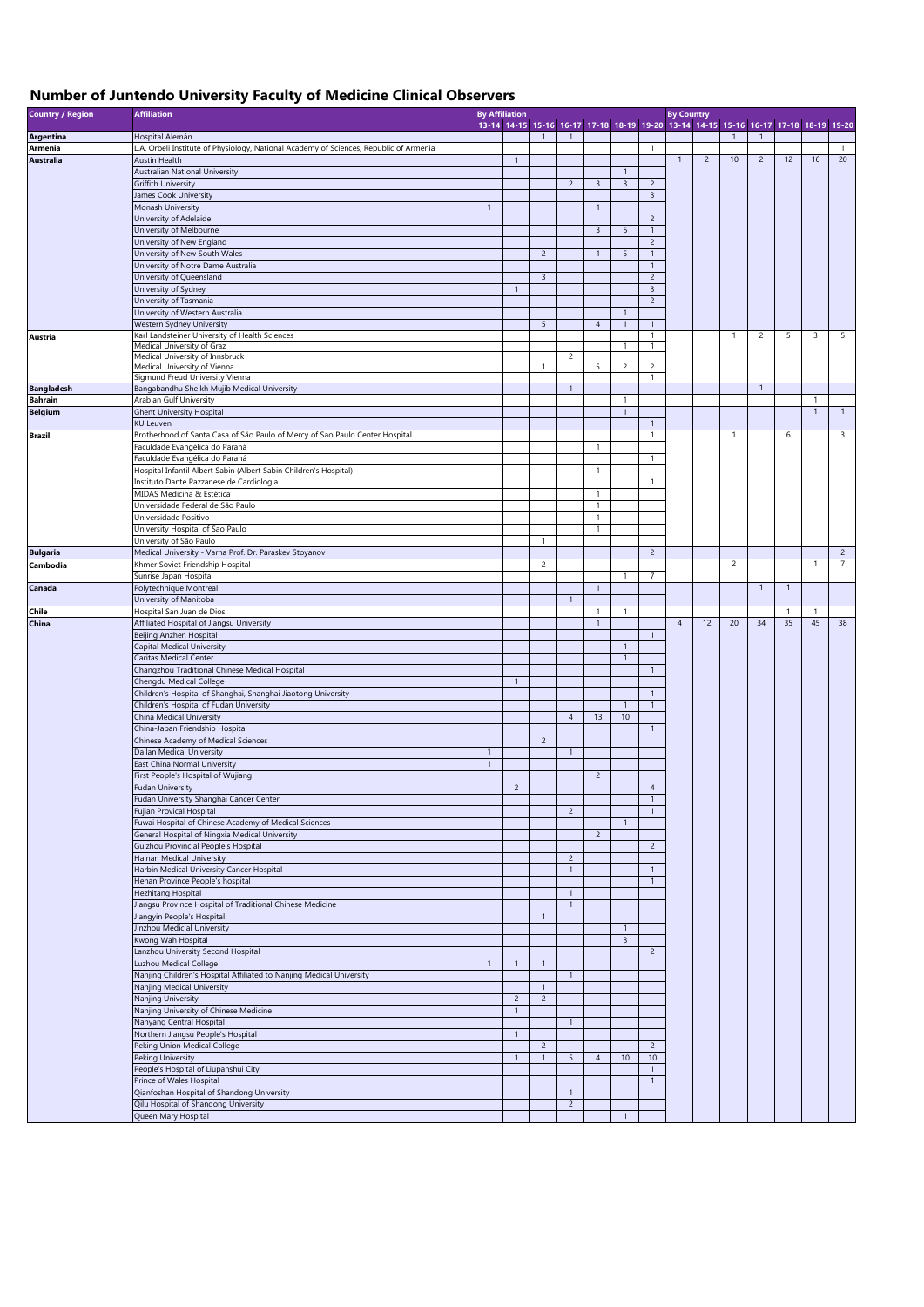# Number of Juntendo University Faculty of Medicine Clinical Observers

| Country / Region | Affiliation | By Affiliation | | | | | | | By Country | | | | | | |
|---|---|---|---|---|---|---|---|---|---|---|---|---|---|---|---|
| | | 13-14 | 14-15 | 15-16 | 16-17 | 17-18 | 18-19 | 19-20 | 13-14 | 14-15 | 15-16 | 16-17 | 17-18 | 18-19 | 19-20 |
| Argentina | Hospital Alemán | | | 1 | 1 | | | | | | 1 | 1 | | | |
| Armenia | L.A. Orbeli Institute of Physiology, National Academy of Sciences, Republic of Armenia | | | | | | | 1 | | | | | | | 1 |
| Australia | Austin Health | | 1 | | | | | | 1 | 2 | 10 | 2 | 12 | 16 | 20 |
| | Australian National University | | | | | | 1 | | | | | | | | |
| | Griffith University | | | | 2 | 3 | 3 | 2 | | | | | | | |
| | James Cook University | | | | | | | 3 | | | | | | | |
| | Monash University | 1 | | | | 1 | | | | | | | | | |
| | University of Adelaide | | | | | | | 2 | | | | | | | |
| | University of Melbourne | | | | | 3 | 5 | 1 | | | | | | | |
| | University of New England | | | | | | | 2 | | | | | | | |
| | University of New South Wales | | | 2 | | 1 | 5 | 1 | | | | | | | |
| | University of Notre Dame Australia | | | | | | | 1 | | | | | | | |
| | University of Queensland | | | 3 | | | | 2 | | | | | | | |
| | University of Sydney | | 1 | | | | | 3 | | | | | | | |
| | University of Tasmania | | | | | | | 2 | | | | | | | |
| | University of Western Australia | | | | | | 1 | | | | | | | | |
| | Western Sydney University | | | 5 | | 4 | 1 | 1 | | | | | | | |
| Austria | Karl Landsteiner University of Health Sciences | | | | | | | 1 | | | 1 | 2 | 5 | 3 | 5 |
| | Medical University of Graz | | | | | | 1 | 1 | | | | | | | |
| | Medical University of Innsbruck | | | | 2 | | | | | | | | | | |
| | Medical University of Vienna | | | 1 | | 5 | 2 | 2 | | | | | | | |
| | Sigmund Freud University Vienna | | | | | | | 1 | | | | | | | |
| Bangladesh | Bangabandhu Sheikh Mujib Medical University | | | | 1 | | | | | | | 1 | | | |
| Bahrain | Arabian Gulf University | | | | | | 1 | | | | | | | 1 | |
| Belgium | Ghent University Hospital | | | | | | 1 | | | | | | | 1 | 1 |
| | KU Leuven | | | | | | | 1 | | | | | | | |
| Brazil | Brotherhood of Santa Casa of São Paulo of Mercy of Sao Paulo Center Hospital | | | | | | | 1 | | | 1 | | 6 | | 3 |
| | Faculdade Evangélica do Paraná | | | | | 1 | | | | | | | | | |
| | Faculdade Evangélica do Paraná | | | | | | | 1 | | | | | | | |
| | Hospital Infantil Albert Sabin (Albert Sabin Children's Hospital) | | | | | 1 | | | | | | | | | |
| | Instituto Dante Pazzanese de Cardiologia | | | | | | | 1 | | | | | | | |
| | MIDAS Medicina & Estética | | | | | 1 | | | | | | | | | |
| | Universidade Federal de São Paulo | | | | | 1 | | | | | | | | | |
| | Universidade Positivo | | | | | 1 | | | | | | | | | |
| | University Hospital of Sao Paulo | | | | | 1 | | | | | | | | | |
| | University of São Paulo | | | 1 | | | | | | | | | | | |
| Bulgaria | Medical University - Varna Prof. Dr. Paraskev Stoyanov | | | | | | | 2 | | | | | | | 2 |
| Cambodia | Khmer Soviet Friendship Hospital | | | 2 | | | | | | | 2 | | | 1 | 7 |
| | Sunrise Japan Hospital | | | | | | 1 | 7 | | | | | | | |
| Canada | Polytechnique Montreal | | | | | 1 | | | | | | 1 | 1 | | |
| | University of Manitoba | | | | 1 | | | | | | | | | | |
| Chile | Hospital San Juan de Dios | | | | | 1 | 1 | | | | | | 1 | 1 | |
| China | Affiliated Hospital of Jiangsu University | | | | | 1 | | | 4 | 12 | 20 | 34 | 35 | 45 | 38 |
| | Beijing Anzhen Hospital | | | | | | | 1 | | | | | | | |
| | Capital Medical University | | | | | | 1 | | | | | | | | |
| | Caritas Medical Center | | | | | | 1 | | | | | | | | |
| | Changzhou Traditional Chinese Medical Hospital | | | | | | | 1 | | | | | | | |
| | Chengdu Medical College | | 1 | | | | | | | | | | | | |
| | Children's Hospital of Shanghai, Shanghai Jiaotong University | | | | | | | 1 | | | | | | | |
| | Children's Hospital of Fudan University | | | | | | 1 | 1 | | | | | | | |
| | China Medical University | | | | 4 | 13 | 10 | | | | | | | | |
| | China-Japan Friendship Hospital | | | | | | | 1 | | | | | | | |
| | Chinese Academy of Medical Sciences | | | 2 | | | | | | | | | | | |
| | Dailan Medical University | 1 | | | 1 | | | | | | | | | | |
| | East China Normal University | 1 | | | | | | | | | | | | | |
| | First People's Hospital of Wujiang | | | | | 2 | | | | | | | | | |
| | Fudan University | | 2 | | | | | 4 | | | | | | | |
| | Fudan University Shanghai Cancer Center | | | | | | | 1 | | | | | | | |
| | Fujian Provical Hospital | | | | 2 | | | 1 | | | | | | | |
| | Fuwai Hospital of Chinese Academy of Medical Sciences | | | | | | 1 | | | | | | | | |
| | General Hospital of Ningxia Medical University | | | | | 2 | | | | | | | | | |
| | Guizhou Provincial People's Hospital | | | | | | | 2 | | | | | | | |
| | Hainan Medical University | | | | 2 | | | | | | | | | | |
| | Harbin Medical University Cancer Hospital | | | | 1 | | | 1 | | | | | | | |
| | Henan Province People's hospital | | | | | | | 1 | | | | | | | |
| | Hezhitang Hospital | | | | 1 | | | | | | | | | | |
| | Jiangsu Province Hospital of Traditional Chinese Medicine | | | | 1 | | | | | | | | | | |
| | Jiangyin People's Hospital | | | 1 | | | | | | | | | | | |
| | Jinzhou Medicial University | | | | | | 1 | | | | | | | | |
| | Kwong Wah Hospital | | | | | | 3 | | | | | | | | |
| | Lanzhou University Second Hospital | | | | | | | 2 | | | | | | | |
| | Luzhou Medical College | 1 | 1 | 1 | | | | | | | | | | | |
| | Nanjing Children's Hospital Affiliated to Nanjing Medical University | | | | 1 | | | | | | | | | | |
| | Nanjing Medical University | | | 1 | | | | | | | | | | | |
| | Nanjing University | | 2 | 2 | | | | | | | | | | | |
| | Nanjing University of Chinese Medicine | | 1 | | | | | | | | | | | | |
| | Nanyang Central Hospital | | | | 1 | | | | | | | | | | |
| | Northern Jiangsu People's Hospital | | 1 | | | | | | | | | | | | |
| | Peking Union Medical College | | | 2 | | | | 2 | | | | | | | |
| | Peking University | | 1 | 1 | 5 | 4 | 10 | 10 | | | | | | | |
| | People's Hospital of Liupanshui City | | | | | | | 1 | | | | | | | |
| | Prince of Wales Hospital | | | | | | | 1 | | | | | | | |
| | Qianfoshan Hospital of Shandong University | | | | 1 | | | | | | | | | | |
| | Qilu Hospital of Shandong University | | | | 2 | | | | | | | | | | |
| | Queen Mary Hospital | | | | | | 1 | | | | | | | | |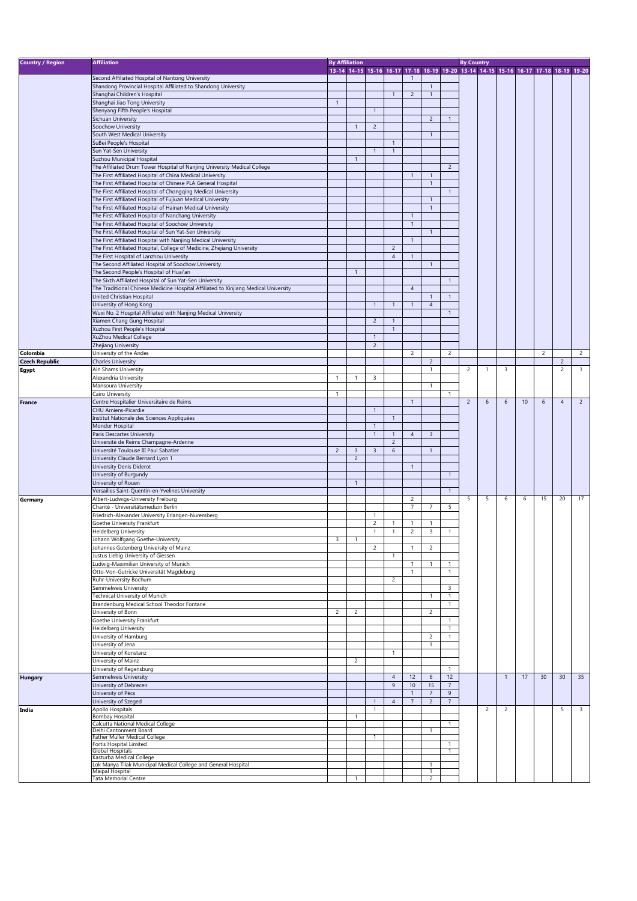| Country / Region | Affiliation | By Affiliation | | | | | | | By Country | | | | | | |
|---|---|---|---|---|---|---|---|---|---|---|---|---|---|---|---|
| | | 13-14 | 14-15 | 15-16 | 16-17 | 17-18 | 18-19 | 19-20 | 13-14 | 14-15 | 15-16 | 16-17 | 17-18 | 18-19 | 19-20 |
| | Second Affiliated Hospital of Nantong University | | | | | 1 | | | | | | | | | |
| | Shandong Provincial Hospital Affiliated to Shandong University | | | | | | 1 | | | | | | | | |
| | Shanghai Children's Hospital | | | | 1 | 2 | 1 | | | | | | | | |
| | Shanghai Jiao Tong University | 1 | | | | | | | | | | | | | |
| | Shenyang Fifth People's Hospital | | | 1 | | | | | | | | | | | |
| | Sichuan University | | | | | | 2 | 1 | | | | | | | |
| | Soochow University | | 1 | 2 | | | | | | | | | | | |
| | South West Medical University | | | | | | 1 | | | | | | | | |
| | SuBei People's Hospital | | | | 1 | | | | | | | | | | |
| | Sun Yat-Sen University | | | 1 | 1 | | | | | | | | | | |
| | Suzhou Municipal Hospital | | 1 | | | | | | | | | | | | |
| | The Affiliated Drum Tower Hospital of Nanjing University Medical College | | | | | | | 2 | | | | | | | |
| | The First Affiliated Hospital of China Medical University | | | | | 1 | 1 | | | | | | | | |
| | The First Affiliated Hospital of Chinese PLA General Hospital | | | | | | 1 | | | | | | | | |
| | The First Affiliated Hospital of Chongqing Medical University | | | | | | | 1 | | | | | | | |
| | The First Affiliated Hospital of Fujiuan Medical University | | | | | | 1 | | | | | | | | |
| | The First Affiliated Hospital of Hainan Medical University | | | | | | 1 | | | | | | | | |
| | The First Affiliated Hospital of Nanchang University | | | | | 1 | | | | | | | | | |
| | The First Affiliated Hospital of Soochow University | | | | | 1 | | | | | | | | | |
| | The First Affiliated Hospital of Sun Yat-Sen University | | | | | | 1 | | | | | | | | |
| | The First Affiliated Hospital with Nanjing Medical University | | | | | 1 | | | | | | | | | |
| | The First Affiliated Hospital, College of Medicine, Zhejiang University | | | | 2 | | | | | | | | | | |
| | The First Hospital of Lanzhou University | | | | 4 | 1 | | | | | | | | | |
| | The Second Affiliated Hospital of Soochow University | | | | | | 1 | | | | | | | | |
| | The Second People's Hospital of Huai'an | | 1 | | | | | | | | | | | | |
| | The Sixth Affiliated Hospital of Sun Yat-Sen University | | | | | | | 1 | | | | | | | |
| | The Traditional Chinese Medicine Hospital Affiliated to Xinjiang Medical University | | | | | 4 | | | | | | | | | |
| | United Christian Hospital | | | | | | 1 | 1 | | | | | | | |
| | University of Hong Kong | | | 1 | 1 | 1 | 4 | | | | | | | | |
| | Wuxi No. 2 Hospital Affiliated with Nanjing Medical University | | | | | | | 1 | | | | | | | |
| | Xiamen Chang Gung Hospital | | | 2 | 1 | | | | | | | | | | |
| | Xuzhou First People's Hospital | | | | 1 | | | | | | | | | | |
| | XuZhou Medical College | | | 1 | | | | | | | | | | | |
| | Zhejiang University | | | 2 | | | | | | | | | | | |
| **Colombia** | University of the Andes | | | | | 2 | | 2 | | | | | 2 | | 2 |
| **Czech Republic** | Charles University | | | | | | 2 | | | | | | | 2 | |
| **Egypt** | Ain Shams University | | | | | | 1 | | 2 | 1 | 3 | | | 2 | 1 |
| | Alexandria University | 1 | 1 | 3 | | | | | | | | | | | |
| | Mansoura University | | | | | | 1 | | | | | | | | |
| | Cairo University | 1 | | | | | | 1 | | | | | | | |
| **France** | Centre Hospitalier Universitaire de Reims | | | | | 1 | | | 2 | 6 | 6 | 10 | 6 | 4 | 2 |
| | CHU Amiens-Picardie | | | 1 | | | | | | | | | | | |
| | Institut Nationale des Sciences Appliquées | | | | 1 | | | | | | | | | | |
| | Mondor Hospital | | | 1 | | | | | | | | | | | |
| | Paris Descartes University | | | 1 | 1 | 4 | 3 | | | | | | | | |
| | Université de Reims Champagne-Ardenne | | | | 2 | | | | | | | | | | |
| | Université Toulouse III Paul Sabatier | 2 | 3 | 3 | 6 | | 1 | | | | | | | | |
| | University Claude Bernard Lyon 1 | | 2 | | | | | | | | | | | | |
| | University Denis Diderot | | | | | 1 | | | | | | | | | |
| | University of Burgundy | | | | | | | 1 | | | | | | | |
| | University of Rouen | | 1 | | | | | | | | | | | | |
| | Versailles Saint-Quentin-en-Yvelines University | | | | | | | 1 | | | | | | | |
| **Germany** | Albert-Ludwigs-University Freiburg | | | | | 2 | | | 5 | 5 | 6 | 6 | 15 | 20 | 17 |
| | Charité - Universitätsmedizin Berlin | | | | | 7 | 7 | 5 | | | | | | | |
| | Friedrich-Alexander University Erlangen-Nuremberg | | | 1 | | | | | | | | | | | |
| | Goethe University Frankfurt | | | 2 | 1 | 1 | 1 | | | | | | | | |
| | Heidelberg University | | | 1 | 1 | 2 | 3 | 1 | | | | | | | |
| | Johann Wolfgang Goethe-University | 3 | 1 | | | | | | | | | | | | |
| | Johannes Gutenberg University of Mainz | | | 2 | | 1 | 2 | | | | | | | | |
| | Justus Liebig University of Giessen | | | | 1 | | | | | | | | | | |
| | Ludwig-Maximilian University of Munich | | | | | 1 | 1 | 1 | | | | | | | |
| | Otto-Von-Gutricke Universität Magdeburg | | | | | 1 | | 1 | | | | | | | |
| | Ruhr-University Bochum | | | | 2 | | | | | | | | | | |
| | Semmelweis University | | | | | | | 3 | | | | | | | |
| | Technical University of Munich | | | | | | 1 | 1 | | | | | | | |
| | Brandenburg Medical School Theodor Fontane | | | | | | | 1 | | | | | | | |
| | University of Bonn | 2 | 2 | | | | 2 | | | | | | | | |
| | Goethe University Frankfurt | | | | | | | 1 | | | | | | | |
| | Heidelberg University | | | | | | | 1 | | | | | | | |
| | University of Hamburg | | | | | | 2 | 1 | | | | | | | |
| | University of Jena | | | | | | 1 | | | | | | | | |
| | University of Konstanz | | | | 1 | | | | | | | | | | |
| | University of Mainz | | 2 | | | | | | | | | | | | |
| | University of Regensburg | | | | | | | 1 | | | | | | | |
| **Hungary** | Semmelweis University | | | | 4 | 12 | 6 | 12 | | | 1 | 17 | 30 | 30 | 35 |
| | University of Debrecen | | | | 9 | 10 | 15 | 7 | | | | | | | |
| | University of Pécs | | | | | 1 | 7 | 9 | | | | | | | |
| | University of Szeged | | | 1 | 4 | 7 | 2 | 7 | | | | | | | |
| **India** | Apollo Hospitals | | | 1 | | | | | | 2 | 2 | | | 5 | 3 |
| | Bombay Hospital | | 1 | | | | | | | | | | | | |
| | Calcutta National Medical College | | | | | | | 1 | | | | | | | |
| | Delhi Cantonment Board | | | | | | 1 | | | | | | | | |
| | Father Muller Medical College | | | 1 | | | | | | | | | | | |
| | Fortis Hospital Limited | | | | | | | 1 | | | | | | | |
| | Global Hospitals | | | | | | | 1 | | | | | | | |
| | Kasturba Medical College | | | | | | | | | | | | | | |
| | Lok Manya Tilak Municipal Medical College and General Hospital | | | | | | 1 | | | | | | | | |
| | Maipal Hospital | | | | | | 1 | | | | | | | | |
| | Tata Memorial Centre | | 1 | | | | 2 | | | | | | | | |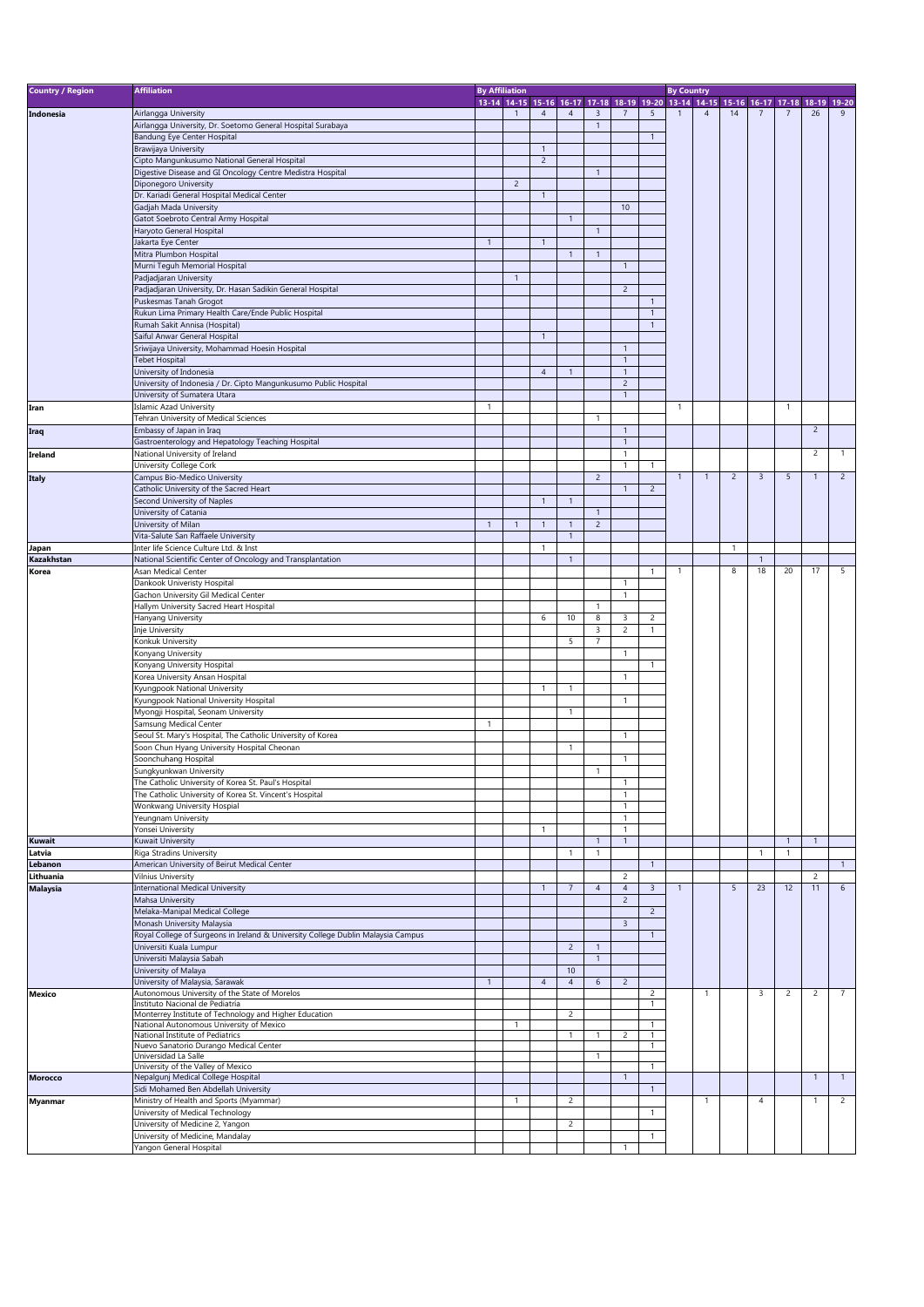| Country / Region | Affiliation | By Affiliation | | | | | | | By Country | | | | | | |
|---|---|---|---|---|---|---|---|---|---|---|---|---|---|---|---|
| | | 13-14 | 14-15 | 15-16 | 16-17 | 17-18 | 18-19 | 19-20 | 13-14 | 14-15 | 15-16 | 16-17 | 17-18 | 18-19 | 19-20 |
| Indonesia | Airlangga University | | 1 | 4 | 4 | 3 | 7 | 5 | 1 | 4 | 14 | 7 | 7 | 26 | 9 |
| | Airlangga University, Dr. Soetomo General Hospital Surabaya | | | | | 1 | | | | | | | | | |
| | Bandung Eye Center Hospital | | | | | | | 1 | | | | | | | |
| | Brawijaya University | | | 1 | | | | | | | | | | | |
| | Cipto Mangunkusumo National General Hospital | | | 2 | | | | | | | | | | | |
| | Digestive Disease and GI Oncology Centre Medistra Hospital | | | | | 1 | | | | | | | | | |
| | Diponegoro University | | 2 | | | | | | | | | | | | |
| | Dr. Kariadi General Hospital Medical Center | | | 1 | | | | | | | | | | | |
| | Gadjah Mada University | | | | | | 10 | | | | | | | | |
| | Gatot Soebroto Central Army Hospital | | | | 1 | | | | | | | | | | |
| | Haryoto General Hospital | | | | | 1 | | | | | | | | | |
| | Jakarta Eye Center | 1 | | 1 | | | | | | | | | | | |
| | Mitra Plumbon Hospital | | | | 1 | 1 | | | | | | | | | |
| | Murni Teguh Memorial Hospital | | | | | | 1 | | | | | | | | |
| | Padjadjaran University | | 1 | | | | | | | | | | | | |
| | Padjadjaran University, Dr. Hasan Sadikin General Hospital | | | | | | 2 | | | | | | | | |
| | Puskesmas Tanah Grogot | | | | | | | 1 | | | | | | | |
| | Rukun Lima Primary Health Care/Ende Public Hospital | | | | | | | 1 | | | | | | | |
| | Rumah Sakit Annisa (Hospital) | | | | | | | 1 | | | | | | | |
| | Saiful Anwar General Hospital | | | 1 | | | | | | | | | | | |
| | Sriwijaya University, Mohammad Hoesin Hospital | | | | | | 1 | | | | | | | | |
| | Tebet Hospital | | | | | | 1 | | | | | | | | |
| | University of Indonesia | | | 4 | 1 | | 1 | | | | | | | | |
| | University of Indonesia / Dr. Cipto Mangunkusumo Public Hospital | | | | | | 2 | | | | | | | | |
| | University of Sumatera Utara | | | | | | 1 | | | | | | | | |
| Iran | Islamic Azad University | 1 | | | | | | | 1 | | | | 1 | | |
| | Tehran University of Medical Sciences | | | | | 1 | | | | | | | | | |
| Iraq | Embassy of Japan in Iraq | | | | | | 1 | | | | | | | 2 | |
| | Gastroenterology and Hepatology Teaching Hospital | | | | | | 1 | | | | | | | | |
| Ireland | National University of Ireland | | | | | | 1 | | | | | | | 2 | 1 |
| | University College Cork | | | | | | 1 | 1 | | | | | | | |
| Italy | Campus Bio-Medico University | | | | | 2 | | | 1 | 1 | 2 | 3 | 5 | 1 | 2 |
| | Catholic University of the Sacred Heart | | | | | | 1 | 2 | | | | | | | |
| | Second University of Naples | | | 1 | 1 | | | | | | | | | | |
| | University of Catania | | | | | 1 | | | | | | | | | |
| | University of Milan | 1 | 1 | 1 | 1 | 2 | | | | | | | | | |
| | Vita-Salute San Raffaele University | | | | 1 | | | | | | | | | | |
| Japan | Inter life Science Culture Ltd. & Inst | | | 1 | | | | | | | 1 | | | | |
| Kazakhstan | National Scientific Center of Oncology and Transplantation | | | | 1 | | | | | | | 1 | | | |
| Korea | Asan Medical Center | | | | | | | 1 | 1 | | 8 | 18 | 20 | 17 | 5 |
| | Dankook Univeristy Hospital | | | | | | 1 | | | | | | | | |
| | Gachon University Gil Medical Center | | | | | | 1 | | | | | | | | |
| | Hallym University Sacred Heart Hospital | | | | | 1 | | | | | | | | | |
| | Hanyang University | | | 6 | 10 | 8 | 3 | 2 | | | | | | | |
| | Inje University | | | | | 3 | 2 | 1 | | | | | | | |
| | Konkuk University | | | | 5 | 7 | | | | | | | | | |
| | Konyang University | | | | | | 1 | | | | | | | | |
| | Konyang University Hospital | | | | | | | 1 | | | | | | | |
| | Korea University Ansan Hospital | | | | | | 1 | | | | | | | | |
| | Kyungpook National University | | | 1 | 1 | | | | | | | | | | |
| | Kyungpook National University Hospital | | | | | | 1 | | | | | | | | |
| | Myongji Hospital, Seonam University | | | | 1 | | | | | | | | | | |
| | Samsung Medical Center | 1 | | | | | | | | | | | | | |
| | Seoul St. Mary's Hospital, The Catholic University of Korea | | | | | | 1 | | | | | | | | |
| | Soon Chun Hyang University Hospital Cheonan | | | | 1 | | | | | | | | | | |
| | Soonchuhang Hospital | | | | | | 1 | | | | | | | | |
| | Sungkyunkwan University | | | | | 1 | | | | | | | | | |
| | The Catholic University of Korea St. Paul's Hospital | | | | | | 1 | | | | | | | | |
| | The Catholic University of Korea St. Vincent's Hospital | | | | | | 1 | | | | | | | | |
| | Wonkwang University Hospial | | | | | | 1 | | | | | | | | |
| | Yeungnam University | | | | | | 1 | | | | | | | | |
| | Yonsei University | | | 1 | | | 1 | | | | | | | | |
| Kuwait | Kuwait University | | | | | 1 | 1 | | | | | | 1 | 1 | |
| Latvia | Riga Stradins University | | | | 1 | 1 | | | | | | 1 | 1 | | |
| Lebanon | American University of Beirut Medical Center | | | | | | | 1 | | | | | | | 1 |
| Lithuania | Vilnius University | | | | | | 2 | | | | | | | 2 | |
| Malaysia | International Medical University | | | 1 | 7 | 4 | 4 | 3 | 1 | | 5 | 23 | 12 | 11 | 6 |
| | Mahsa University | | | | | | 2 | | | | | | | | |
| | Melaka-Manipal Medical College | | | | | | | 2 | | | | | | | |
| | Monash University Malaysia | | | | | | 3 | | | | | | | | |
| | Royal College of Surgeons in Ireland & University College Dublin Malaysia Campus | | | | | | | 1 | | | | | | | |
| | Universiti Kuala Lumpur | | | | 2 | 1 | | | | | | | | | |
| | Universiti Malaysia Sabah | | | | | 1 | | | | | | | | | |
| | University of Malaya | | | | 10 | | | | | | | | | | |
| | University of Malaysia, Sarawak | 1 | | 4 | 4 | 6 | 2 | | | | | | | | |
| Mexico | Autonomous University of the State of Morelos | | | | | | | 2 | | 1 | | 3 | 2 | 2 | 7 |
| | Instituto Nacional de Pediatría | | | | | | | 1 | | | | | | | |
| | Monterrey Institute of Technology and Higher Education | | | | 2 | | | | | | | | | | |
| | National Autonomous University of Mexico | | 1 | | | | | 1 | | | | | | | |
| | National Institute of Pediatrics | | | | 1 | 1 | 2 | 1 | | | | | | | |
| | Nuevo Sanatorio Durango Medical Center | | | | | | | 1 | | | | | | | |
| | Universidad La Salle | | | | | 1 | | | | | | | | | |
| | University of the Valley of Mexico | | | | | | | 1 | | | | | | | |
| Morocco | Nepalgunj Medical College Hospital | | | | | | 1 | | | | | | | 1 | 1 |
| | Sidi Mohamed Ben Abdellah University | | | | | | | 1 | | | | | | | |
| Myanmar | Ministry of Health and Sports (Myammar) | | 1 | | 2 | | | | | 1 | | 4 | | 1 | 2 |
| | University of Medical Technology | | | | | | | 1 | | | | | | | |
| | University of Medicine 2, Yangon | | | | 2 | | | | | | | | | | |
| | University of Medicine, Mandalay | | | | | | | 1 | | | | | | | |
| | Yangon General Hospital | | | | | | 1 | | | | | | | | |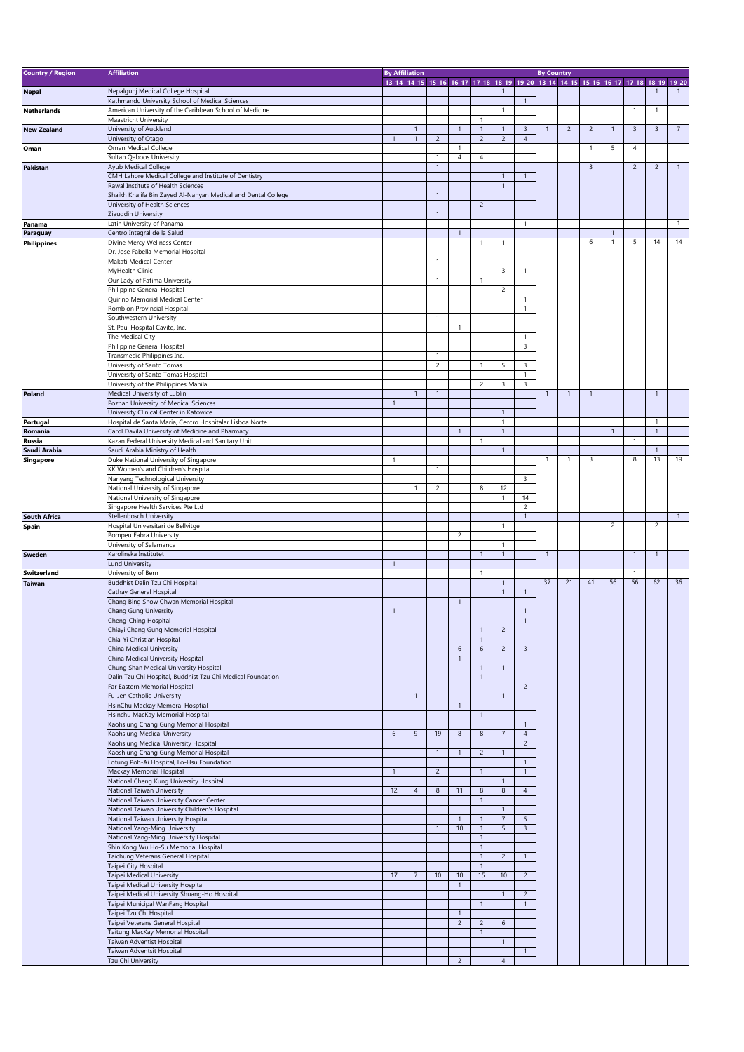| Country / Region | Affiliation | By Affiliation | | | | | | | By Country | | | | | | |
|---|---|---|---|---|---|---|---|---|---|---|---|---|---|---|---|
| | | 13-14 | 14-15 | 15-16 | 16-17 | 17-18 | 18-19 | 19-20 | 13-14 | 14-15 | 15-16 | 16-17 | 17-18 | 18-19 | 19-20 |
| Nepal | Nepalgunj Medical College Hospital | | | | | | 1 | | | | | | | 1 | 1 |
| | Kathmandu University School of Medical Sciences | | | | | | | 1 | | | | | | | |
| Netherlands | American University of the Caribbean School of Medicine | | | | | | 1 | | | | | | 1 | 1 | |
| | Maastricht University | | | | | 1 | | | | | | | | | |
| New Zealand | University of Auckland | | 1 | | 1 | 1 | 1 | 3 | 1 | 2 | 2 | 1 | 3 | 3 | 7 |
| | University of Otago | 1 | 1 | 2 | | 2 | 2 | 4 | | | | | | | |
| Oman | Oman Medical College | | | | 1 | | | | | | 1 | 5 | 4 | | |
| | Sultan Qaboos University | | | 1 | 4 | 4 | | | | | | | | | |
| Pakistan | Ayub Medical College | | | 1 | | | | | | | 3 | | 2 | 2 | 1 |
| | CMH Lahore Medical College and Institute of Dentistry | | | | | | 1 | 1 | | | | | | | |
| | Rawal Institute of Health Sciences | | | | | | 1 | | | | | | | | |
| | Shaikh Khalifa Bin Zayed Al-Nahyan Medical and Dental College | | | 1 | | | | | | | | | | | |
| | University of Health Sciences | | | | | 2 | | | | | | | | | |
| | Ziauddin University | | | 1 | | | | | | | | | | | |
| Panama | Latin University of Panama | | | | | | | 1 | | | | | | | 1 |
| Paraguay | Centro Integral de la Salud | | | | 1 | | | | | | | 1 | | | |
| Philippines | Divine Mercy Wellness Center | | | | | 1 | 1 | | | | 6 | 1 | 5 | 14 | 14 |
| | Dr. Jose Fabella Memorial Hospital | | | | | | | | | | | | | | |
| | Makati Medical Center | | | 1 | | | | | | | | | | | |
| | MyHealth Clinic | | | | | | 3 | 1 | | | | | | | |
| | Our Lady of Fatima University | | | 1 | | 1 | | | | | | | | | |
| | Philippine General Hospital | | | | | | 2 | | | | | | | | |
| | Quirino Memorial Medical Center | | | | | | | 1 | | | | | | | |
| | Romblon Provincial Hospital | | | | | | | 1 | | | | | | | |
| | Southwestern University | | | 1 | | | | | | | | | | | |
| | St. Paul Hospital Cavite, Inc. | | | | 1 | | | | | | | | | | |
| | The Medical City | | | | | | | 1 | | | | | | | |
| | Philippine General Hospital | | | | | | | 3 | | | | | | | |
| | Transmedic Philippines Inc. | | | 1 | | | | | | | | | | | |
| | University of Santo Tomas | | | 2 | | 1 | 5 | 3 | | | | | | | |
| | University of Santo Tomas Hospital | | | | | | | 1 | | | | | | | |
| | University of the Philippines Manila | | | | | 2 | 3 | 3 | | | | | | | |
| Poland | Medical University of Lublin | | 1 | 1 | | | | | 1 | 1 | 1 | | | 1 | |
| | Poznan University of Medical Sciences | 1 | | | | | | | | | | | | | |
| | University Clinical Center in Katowice | | | | | | 1 | | | | | | | | |
| Portugal | Hospital de Santa Maria, Centro Hospitalar Lisboa Norte | | | | | | 1 | | | | | | | 1 | |
| Romania | Carol Davila University of Medicine and Pharmacy | | | | 1 | | 1 | | | | | 1 | | 1 | |
| Russia | Kazan Federal University Medical and Sanitary Unit | | | | | 1 | | | | | | | 1 | | |
| Saudi Arabia | Saudi Arabia Ministry of Health | | | | | | 1 | | | | | | | 1 | |
| Singapore | Duke National University of Singapore | 1 | | | | | | | 1 | 1 | 3 | | 8 | 13 | 19 |
| | KK Women's and Children's Hospital | | | 1 | | | | | | | | | | | |
| | Nanyang Technological University | | | | | | | 3 | | | | | | | |
| | National University of Singapore | | 1 | 2 | | 8 | 12 | | | | | | | | |
| | National University of Singapore | | | | | | 1 | 14 | | | | | | | |
| | Singapore Health Services Pte Ltd | | | | | | | 2 | | | | | | | |
| South Africa | Stellenbosch University | | | | | | | 1 | | | | | | | 1 |
| Spain | Hospital Universitari de Bellvitge | | | | | | 1 | | | | | 2 | | 2 | |
| | Pompeu Fabra University | | | | 2 | | | | | | | | | | |
| | University of Salamanca | | | | | | 1 | | | | | | | | |
| Sweden | Karolinska Institutet | | | | | 1 | 1 | | 1 | | | | 1 | 1 | |
| | Lund University | 1 | | | | | | | | | | | | | |
| Switzerland | University of Bern | | | | | 1 | | | | | | | 1 | | |
| Taiwan | Buddhist Dalin Tzu Chi Hospital | | | | | | 1 | | 37 | 21 | 41 | 56 | 56 | 62 | 36 |
| | Cathay General Hospital | | | | | | 1 | 1 | | | | | | | |
| | Chang Bing Show Chwan Memorial Hospital | | | | 1 | | | | | | | | | | |
| | Chang Gung University | 1 | | | | | | 1 | | | | | | | |
| | Cheng-Ching Hospital | | | | | | | 1 | | | | | | | |
| | Chiayi Chang Gung Memorial Hospital | | | | | 1 | 2 | | | | | | | | |
| | Chia-Yi Christian Hospital | | | | | 1 | | | | | | | | | |
| | China Medical University | | | | 6 | 6 | 2 | 3 | | | | | | | |
| | China Medical University Hospital | | | | 1 | | | | | | | | | | |
| | Chung Shan Medical University Hospital | | | | | 1 | 1 | | | | | | | | |
| | Dalin Tzu Chi Hospital, Buddhist Tzu Chi Medical Foundation | | | | | 1 | | | | | | | | | |
| | Far Eastern Memorial Hospital | | | | | | | 2 | | | | | | | |
| | Fu-Jen Catholic University | | 1 | | | | 1 | | | | | | | | |
| | HsinChu Mackay Memoral Hosptial | | | | 1 | | | | | | | | | | |
| | Hsinchu MacKay Memorial Hospital | | | | | 1 | | | | | | | | | |
| | Kaohsiung Chang Gung Memorial Hospital | | | | | | | 1 | | | | | | | |
| | Kaohsiung Medical University | 6 | 9 | 19 | 8 | 8 | 7 | 4 | | | | | | | |
| | Kaohsiung Medical University Hospital | | | | | | | 2 | | | | | | | |
| | Kaoshiung Chang Gung Memorial Hospital | | | 1 | 1 | 2 | 1 | | | | | | | | |
| | Lotung Poh-Ai Hospital, Lo-Hsu Foundation | | | | | | | 1 | | | | | | | |
| | Mackay Memorial Hospital | 1 | | 2 | | 1 | | 1 | | | | | | | |
| | National Cheng Kung University Hospital | | | | | | 1 | | | | | | | | |
| | National Taiwan University | 12 | 4 | 8 | 11 | 8 | 8 | 4 | | | | | | | |
| | National Taiwan University Cancer Center | | | | | 1 | | | | | | | | | |
| | National Taiwan University Children's Hospital | | | | | | 1 | | | | | | | | |
| | National Taiwan University Hospital | | | | 1 | 1 | 7 | 5 | | | | | | | |
| | National Yang-Ming University | | | 1 | 10 | 1 | 5 | 3 | | | | | | | |
| | National Yang-Ming University Hospital | | | | | 1 | | | | | | | | | |
| | Shin Kong Wu Ho-Su Memorial Hospital | | | | | 1 | | | | | | | | | |
| | Taichung Veterans General Hospital | | | | | 1 | 2 | 1 | | | | | | | |
| | Taipei City Hospital | | | | | 1 | | | | | | | | | |
| | Taipei Medical University | 17 | 7 | 10 | 10 | 15 | 10 | 2 | | | | | | | |
| | Taipei Medical University Hospital | | | | 1 | | | | | | | | | | |
| | Taipei Medical University Shuang-Ho Hospital | | | | | | 1 | 2 | | | | | | | |
| | Taipei Municipal WanFang Hospital | | | | | 1 | | 1 | | | | | | | |
| | Taipei Tzu Chi Hospital | | | | 1 | | | | | | | | | | |
| | Taipei Veterans General Hospital | | | | 2 | 2 | 6 | | | | | | | | |
| | Taitung MacKay Memorial Hospital | | | | | 1 | | | | | | | | | |
| | Taiwan Adventist Hospital | | | | | | 1 | | | | | | | | |
| | Taiwan Adventsit Hospital | | | | | | | 1 | | | | | | | |
| | Tzu Chi University | | | | 2 | | 4 | | | | | | | | |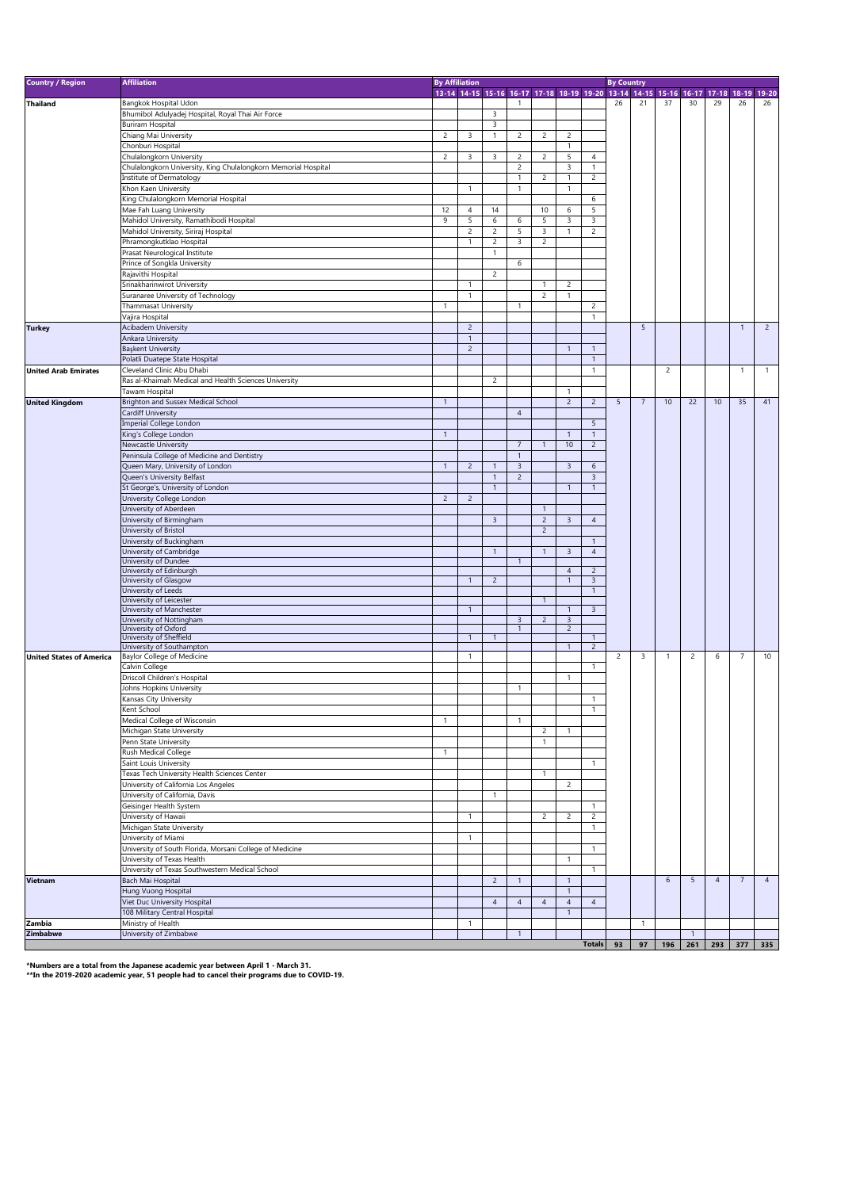| Country / Region | Affiliation | By Affiliation | | | | | | | By Country | | | | | | |
|---|---|---|---|---|---|---|---|---|---|---|---|---|---|---|---|
| | | 13-14 | 14-15 | 15-16 | 16-17 | 17-18 | 18-19 | 19-20 | 13-14 | 14-15 | 15-16 | 16-17 | 17-18 | 18-19 | 19-20 |
| **Thailand** | Bangkok Hospital Udon | | | | 1 | | | | 26 | 21 | 37 | 30 | 29 | 26 | 26 |
| | Bhumibol Adulyadej Hospital, Royal Thai Air Force | | | 3 | | | | | | | | | | | |
| | Buriram Hospital | | | 3 | | | | | | | | | | | |
| | Chiang Mai University | 2 | 3 | 1 | 2 | 2 | 2 | | | | | | | | |
| | Chonburi Hospital | | | | | | 1 | | | | | | | | |
| | Chulalongkorn University | 2 | 3 | 3 | 2 | 2 | 5 | 4 | | | | | | | |
| | Chulalongkorn University, King Chulalongkorn Memorial Hospital | | | | 2 | | 3 | 1 | | | | | | | |
| | Institute of Dermatology | | | | 1 | 2 | 1 | 2 | | | | | | | |
| | Khon Kaen University | | 1 | | 1 | | 1 | | | | | | | | |
| | King Chulalongkorn Memorial Hospital | | | | | | | 6 | | | | | | | |
| | Mae Fah Luang University | 12 | 4 | 14 | | 10 | 6 | 5 | | | | | | | |
| | Mahidol University, Ramathibodi Hospital | 9 | 5 | 6 | 6 | 5 | 3 | 3 | | | | | | | |
| | Mahidol University, Siriraj Hospital | | 2 | 2 | 5 | 3 | 1 | 2 | | | | | | | |
| | Phramongkutklao Hospital | | 1 | 2 | 3 | 2 | | | | | | | | | |
| | Prasat Neurological Institute | | | 1 | | | | | | | | | | | |
| | Prince of Songkla University | | | | 6 | | | | | | | | | | |
| | Rajavithi Hospital | | | 2 | | | | | | | | | | | |
| | Srinakharinwirot University | | 1 | | | 1 | 2 | | | | | | | | |
| | Suranaree University of Technology | | 1 | | | 2 | 1 | | | | | | | | |
| | Thammasat University | 1 | | | 1 | | | 2 | | | | | | | |
| | Vajira Hospital | | | | | | | 1 | | | | | | | |
| **Turkey** | Acibadem University | | 2 | | | | | | | 5 | | | | 1 | 2 |
| | Ankara University | | 1 | | | | | | | | | | | | |
| | Başkent University | | 2 | | | | 1 | 1 | | | | | | | |
| | Polatli Duatepe State Hospital | | | | | | | 1 | | | | | | | |
| **United Arab Emirates** | Cleveland Clinic Abu Dhabi | | | | | | | 1 | | | 2 | | | 1 | 1 |
| | Ras al-Khaimah Medical and Health Sciences University | | | 2 | | | | | | | | | | | |
| | Tawam Hospital | | | | | | 1 | | | | | | | | |
| **United Kingdom** | Brighton and Sussex Medical School | 1 | | | | | 2 | 2 | 5 | 7 | 10 | 22 | 10 | 35 | 41 |
| | Cardiff University | | | | 4 | | | | | | | | | | |
| | Imperial College London | | | | | | | 5 | | | | | | | |
| | King's College London | 1 | | | | | 1 | 1 | | | | | | | |
| | Newcastle University | | | | 7 | 1 | 10 | 2 | | | | | | | |
| | Peninsula College of Medicine and Dentistry | | | | 1 | | | | | | | | | | |
| | Queen Mary, University of London | 1 | 2 | 1 | 3 | | 3 | 6 | | | | | | | |
| | Queen's University Belfast | | | 1 | 2 | | | 3 | | | | | | | |
| | St George's, University of London | | | 1 | | | 1 | 1 | | | | | | | |
| | University College London | 2 | 2 | | | | | | | | | | | | |
| | University of Aberdeen | | | | | 1 | | | | | | | | | |
| | University of Birmingham | | | 3 | | 2 | 3 | 4 | | | | | | | |
| | University of Bristol | | | | | 2 | | | | | | | | | |
| | University of Buckingham | | | | | | | 1 | | | | | | | |
| | University of Cambridge | | | 1 | | 1 | 3 | 4 | | | | | | | |
| | University of Dundee | | | | 1 | | | | | | | | | | |
| | University of Edinburgh | | | | | | 4 | 2 | | | | | | | |
| | University of Glasgow | | 1 | 2 | | | 1 | 3 | | | | | | | |
| | University of Leeds | | | | | | | 1 | | | | | | | |
| | University of Leicester | | | | | 1 | | | | | | | | | |
| | University of Manchester | | 1 | | | | 1 | 3 | | | | | | | |
| | University of Nottingham | | | | 3 | 2 | 3 | | | | | | | | |
| | University of Oxford | | | | 1 | | 2 | | | | | | | | |
| | University of Sheffield | | 1 | 1 | | | | 1 | | | | | | | |
| | University of Southampton | | | | | | 1 | 2 | | | | | | | |
| **United States of America** | Baylor College of Medicine | | 1 | | | | | | 2 | 3 | 1 | 2 | 6 | 7 | 10 |
| | Calvin College | | | | | | | 1 | | | | | | | |
| | Driscoll Children's Hospital | | | | | | 1 | | | | | | | | |
| | Johns Hopkins University | | | | 1 | | | | | | | | | | |
| | Kansas City University | | | | | | | 1 | | | | | | | |
| | Kent School | | | | | | | 1 | | | | | | | |
| | Medical College of Wisconsin | 1 | | | 1 | | | | | | | | | | |
| | Michigan State University | | | | | 2 | 1 | | | | | | | | |
| | Penn State University | | | | | 1 | | | | | | | | | |
| | Rush Medical College | 1 | | | | | | | | | | | | | |
| | Saint Louis University | | | | | | | 1 | | | | | | | |
| | Texas Tech University Health Sciences Center | | | | | 1 | | | | | | | | | |
| | University of California Los Angeles | | | | | | 2 | | | | | | | | |
| | University of California, Davis | | | 1 | | | | | | | | | | | |
| | Geisinger Health System | | | | | | | 1 | | | | | | | |
| | University of Hawaii | | 1 | | | 2 | 2 | 2 | | | | | | | |
| | Michigan State University | | | | | | | 1 | | | | | | | |
| | University of Miami | | 1 | | | | | | | | | | | | |
| | University of South Florida, Morsani College of Medicine | | | | | | | 1 | | | | | | | |
| | University of Texas Health | | | | | | 1 | | | | | | | | |
| | University of Texas Southwestern Medical School | | | | | | | 1 | | | | | | | |
| **Vietnam** | Bach Mai Hospital | | | 2 | 1 | | 1 | | | | 6 | 5 | 4 | 7 | 4 |
| | Hung Vuong Hospital | | | | | | 1 | | | | | | | | |
| | Viet Duc University Hospital | | | 4 | 4 | 4 | 4 | 4 | | | | | | | |
| | 108 Military Central Hospital | | | | | | 1 | | | | | | | | |
| **Zambia** | Ministry of Health | | 1 | | | | | | | 1 | | | | | |
| **Zimbabwe** | University of Zimbabwe | | | | 1 | | | | | | | 1 | | | |
| | | | | | | | | **Totals** | **93** | **97** | **196** | **261** | **293** | **377** | **335** |

**\*Numbers are a total from the Japanese academic year between April 1 - March 31.**
**\*\*In the 2019-2020 academic year, 51 people had to cancel their programs due to COVID-19.**